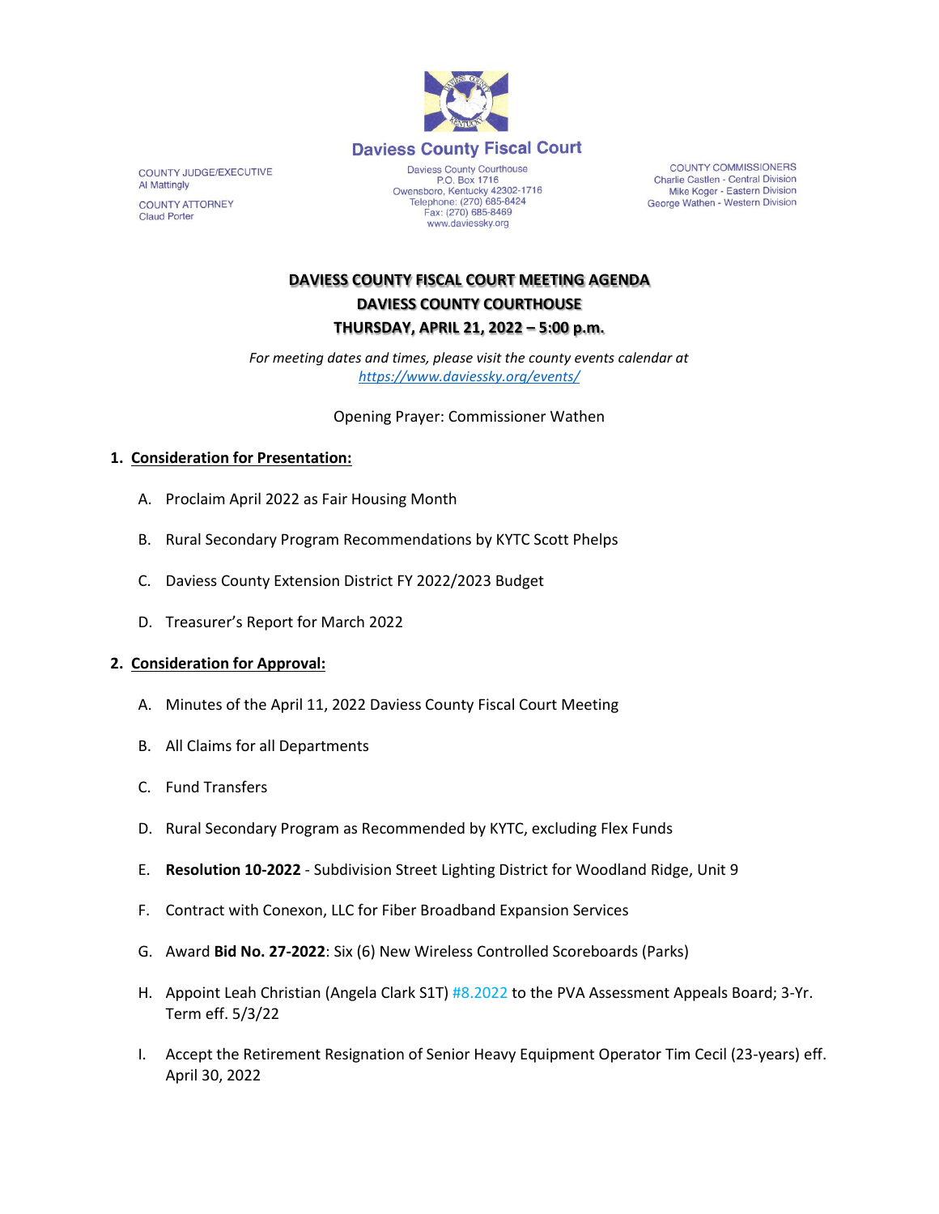# Daviess County Fiscal Court

COUNTY JUDGE/EXECUTIVE
Al Mattingly

COUNTY ATTORNEY
Claud Porter

Daviess County Courthouse
P.O. Box 1716
Owensboro, Kentucky 42302-1716
Telephone: (270) 685-8424
Fax: (270) 685-8469
www.daviessky.org

COUNTY COMMISSIONERS
Charlie Castlen - Central Division
Mike Koger - Eastern Division
George Wathen - Western Division

## DAVIESS COUNTY FISCAL COURT MEETING AGENDA
## DAVIESS COUNTY COURTHOUSE
## THURSDAY, APRIL 21, 2022 – 5:00 p.m.

*For meeting dates and times, please visit the county events calendar at https://www.daviessky.org/events/*

Opening Prayer: Commissioner Wathen

1. **Consideration for Presentation:**

   A. Proclaim April 2022 as Fair Housing Month

   B. Rural Secondary Program Recommendations by KYTC Scott Phelps

   C. Daviess County Extension District FY 2022/2023 Budget

   D. Treasurer's Report for March 2022

2. **Consideration for Approval:**

   A. Minutes of the April 11, 2022 Daviess County Fiscal Court Meeting

   B. All Claims for all Departments

   C. Fund Transfers

   D. Rural Secondary Program as Recommended by KYTC, excluding Flex Funds

   E. **Resolution 10-2022** - Subdivision Street Lighting District for Woodland Ridge, Unit 9

   F. Contract with Conexon, LLC for Fiber Broadband Expansion Services

   G. Award **Bid No. 27-2022**: Six (6) New Wireless Controlled Scoreboards (Parks)

   H. Appoint Leah Christian (Angela Clark S1T) #8.2022 to the PVA Assessment Appeals Board; 3-Yr. Term eff. 5/3/22

   I. Accept the Retirement Resignation of Senior Heavy Equipment Operator Tim Cecil (23-years) eff. April 30, 2022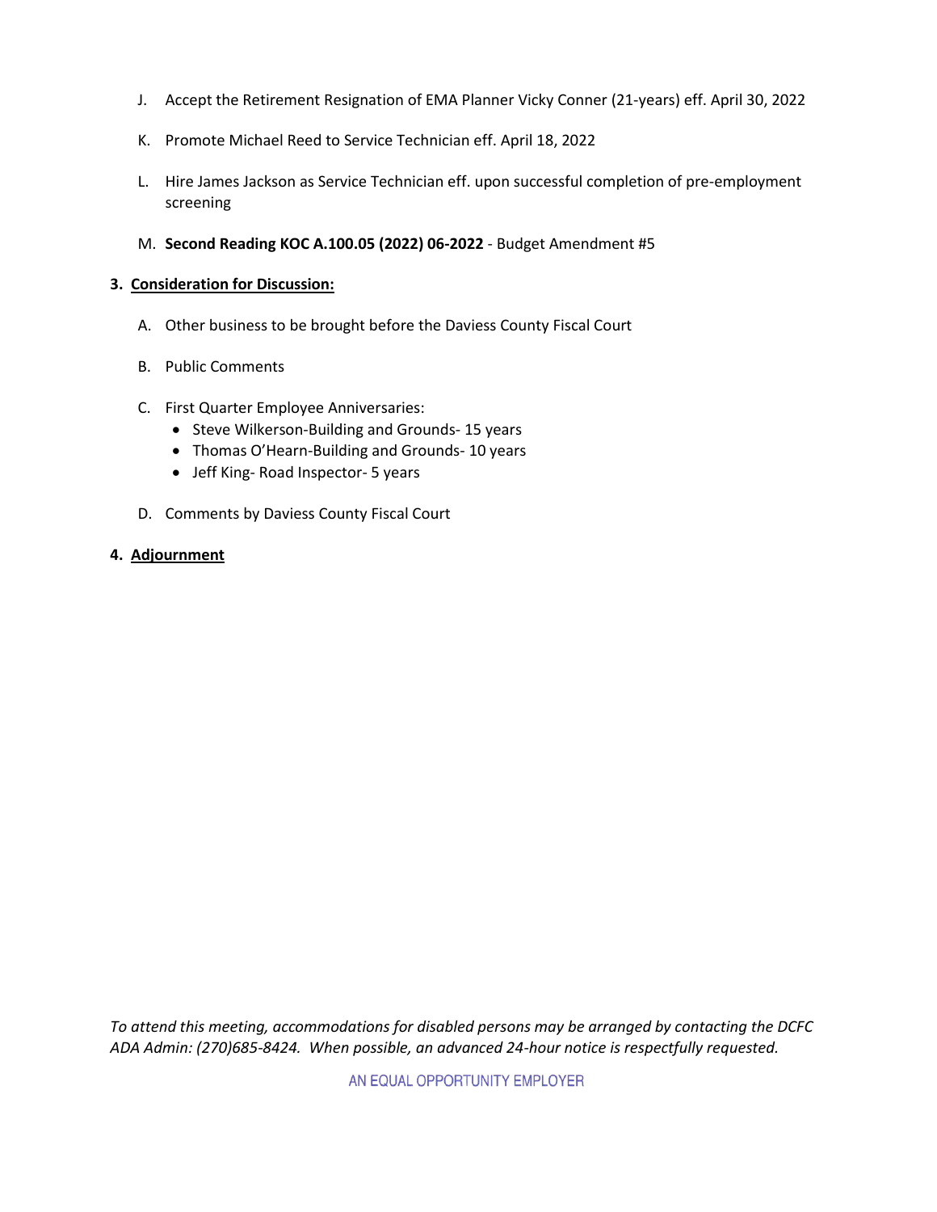J. Accept the Retirement Resignation of EMA Planner Vicky Conner (21-years) eff. April 30, 2022

K. Promote Michael Reed to Service Technician eff. April 18, 2022

L. Hire James Jackson as Service Technician eff. upon successful completion of pre-employment screening

M. **Second Reading KOC A.100.05 (2022) 06-2022** - Budget Amendment #5

**3. <u>Consideration for Discussion:</u>**

A. Other business to be brought before the Daviess County Fiscal Court

B. Public Comments

C. First Quarter Employee Anniversaries:
- Steve Wilkerson-Building and Grounds- 15 years
- Thomas O'Hearn-Building and Grounds- 10 years
- Jeff King- Road Inspector- 5 years

D. Comments by Daviess County Fiscal Court

**4. <u>Adjournment</u>**

*To attend this meeting, accommodations for disabled persons may be arranged by contacting the DCFC ADA Admin: (270)685-8424. When possible, an advanced 24-hour notice is respectfully requested.*

AN EQUAL OPPORTUNITY EMPLOYER